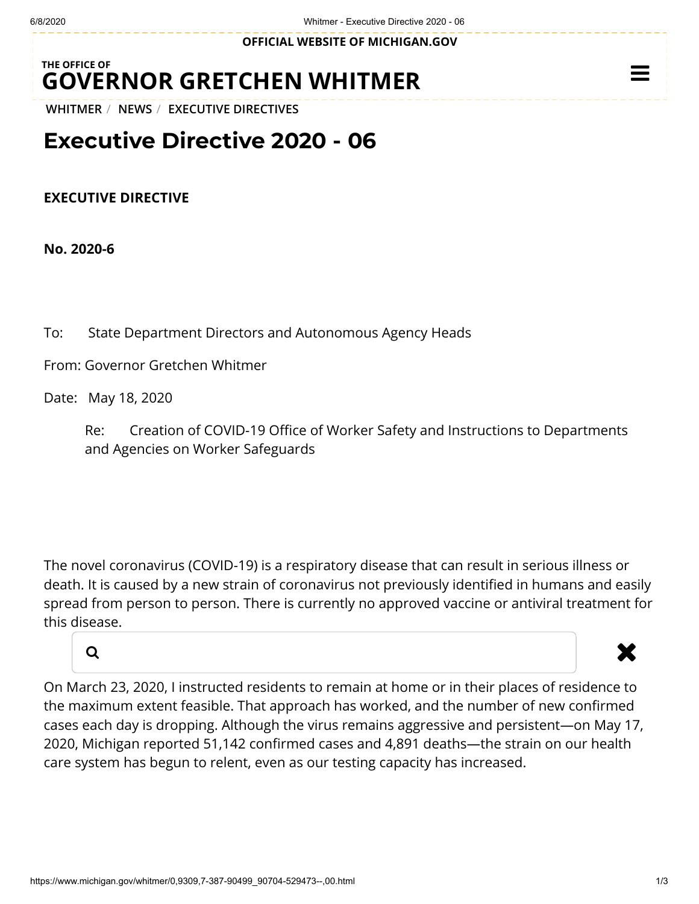OFFICIAL WEBSITE OF MICHIGAN.GOV

THE OFFICE OF
**GOVERNOR GRETCHEN WHITMER**

WHITMER / NEWS / EXECUTIVE DIRECTIVES

# Executive Directive 2020 - 06

**EXECUTIVE DIRECTIVE**

**No. 2020-6**

To: State Department Directors and Autonomous Agency Heads

From: Governor Gretchen Whitmer

Date: May 18, 2020

Re: Creation of COVID-19 Office of Worker Safety and Instructions to Departments and Agencies on Worker Safeguards

The novel coronavirus (COVID-19) is a respiratory disease that can result in serious illness or death. It is caused by a new strain of coronavirus not previously identified in humans and easily spread from person to person. There is currently no approved vaccine or antiviral treatment for this disease.

On March 23, 2020, I instructed residents to remain at home or in their places of residence to the maximum extent feasible. That approach has worked, and the number of new confirmed cases each day is dropping. Although the virus remains aggressive and persistent—on May 17, 2020, Michigan reported 51,142 confirmed cases and 4,891 deaths—the strain on our health care system has begun to relent, even as our testing capacity has increased.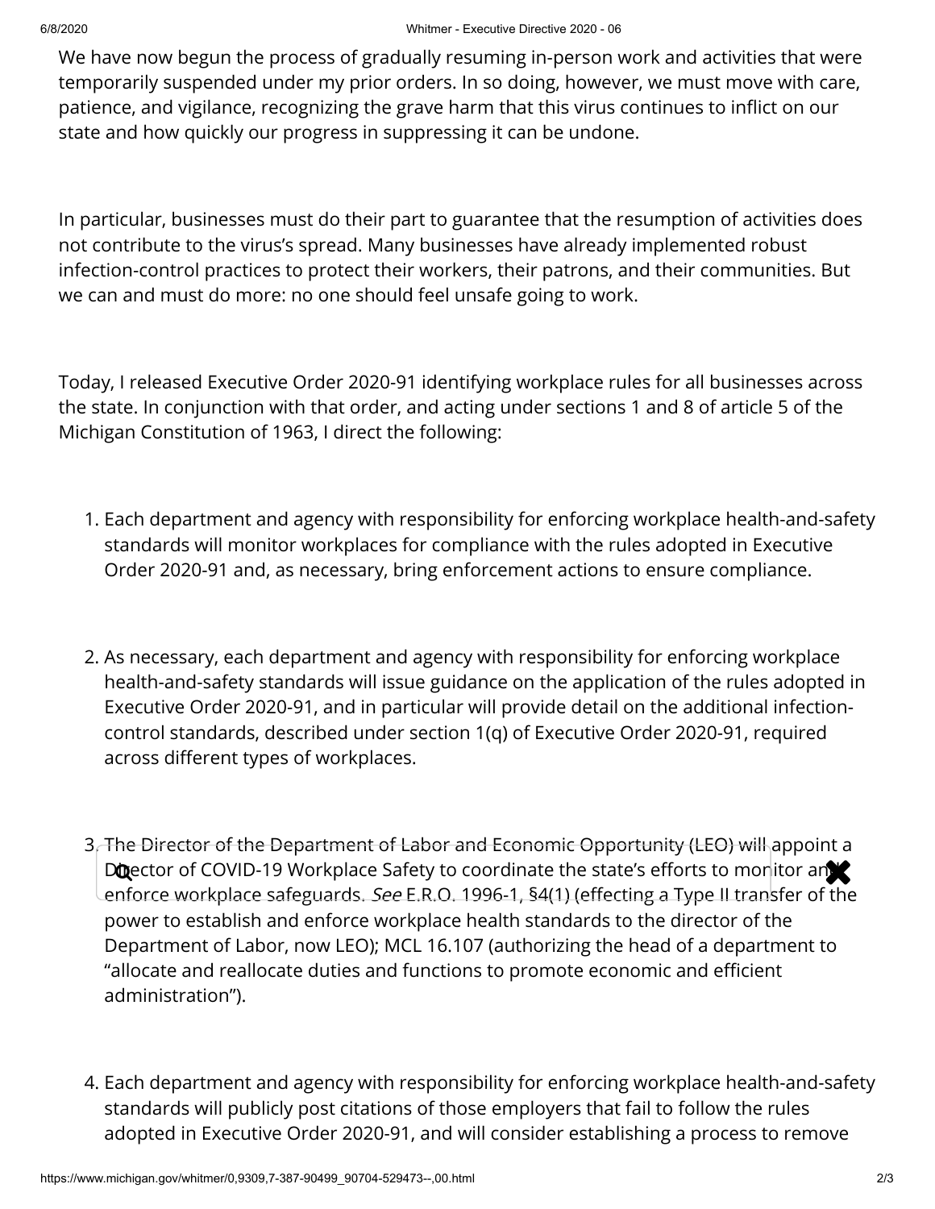We have now begun the process of gradually resuming in-person work and activities that were temporarily suspended under my prior orders. In so doing, however, we must move with care, patience, and vigilance, recognizing the grave harm that this virus continues to inflict on our state and how quickly our progress in suppressing it can be undone.

In particular, businesses must do their part to guarantee that the resumption of activities does not contribute to the virus's spread. Many businesses have already implemented robust infection-control practices to protect their workers, their patrons, and their communities. But we can and must do more: no one should feel unsafe going to work.

Today, I released Executive Order 2020-91 identifying workplace rules for all businesses across the state. In conjunction with that order, and acting under sections 1 and 8 of article 5 of the Michigan Constitution of 1963, I direct the following:

1. Each department and agency with responsibility for enforcing workplace health-and-safety standards will monitor workplaces for compliance with the rules adopted in Executive Order 2020-91 and, as necessary, bring enforcement actions to ensure compliance.

2. As necessary, each department and agency with responsibility for enforcing workplace health-and-safety standards will issue guidance on the application of the rules adopted in Executive Order 2020-91, and in particular will provide detail on the additional infection-control standards, described under section 1(q) of Executive Order 2020-91, required across different types of workplaces.

3. The Director of the Department of Labor and Economic Opportunity (LEO) will appoint a Director of COVID-19 Workplace Safety to coordinate the state's efforts to monitor and enforce workplace safeguards. *See* E.R.O. 1996-1, §4(1) (effecting a Type II transfer of the power to establish and enforce workplace health standards to the director of the Department of Labor, now LEO); MCL 16.107 (authorizing the head of a department to "allocate and reallocate duties and functions to promote economic and efficient administration").

4. Each department and agency with responsibility for enforcing workplace health-and-safety standards will publicly post citations of those employers that fail to follow the rules adopted in Executive Order 2020-91, and will consider establishing a process to remove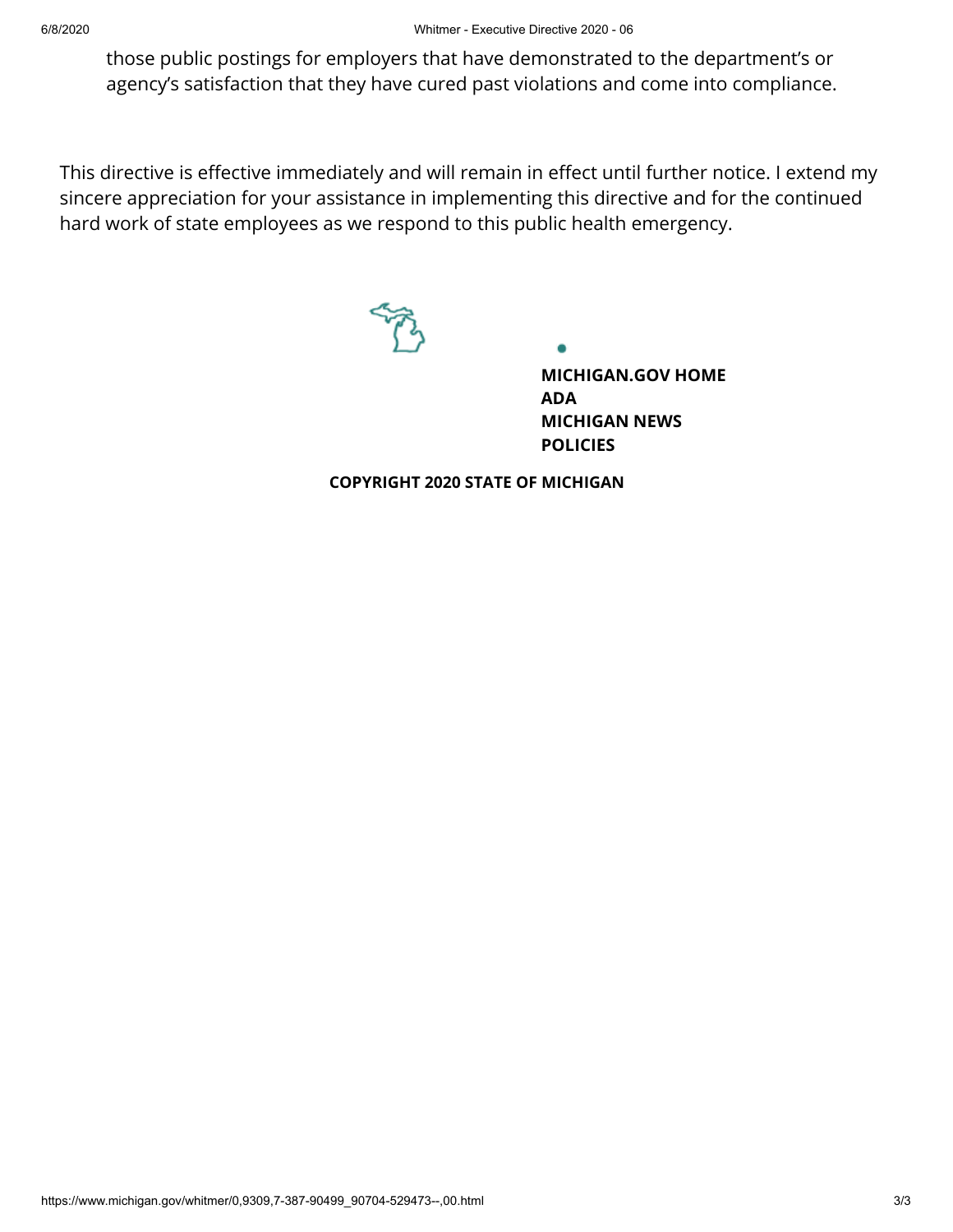those public postings for employers that have demonstrated to the department's or agency's satisfaction that they have cured past violations and come into compliance.

This directive is effective immediately and will remain in effect until further notice. I extend my sincere appreciation for your assistance in implementing this directive and for the continued hard work of state employees as we respond to this public health emergency.

**MICHIGAN.GOV HOME**
**ADA**
**MICHIGAN NEWS**
**POLICIES**

**COPYRIGHT 2020 STATE OF MICHIGAN**